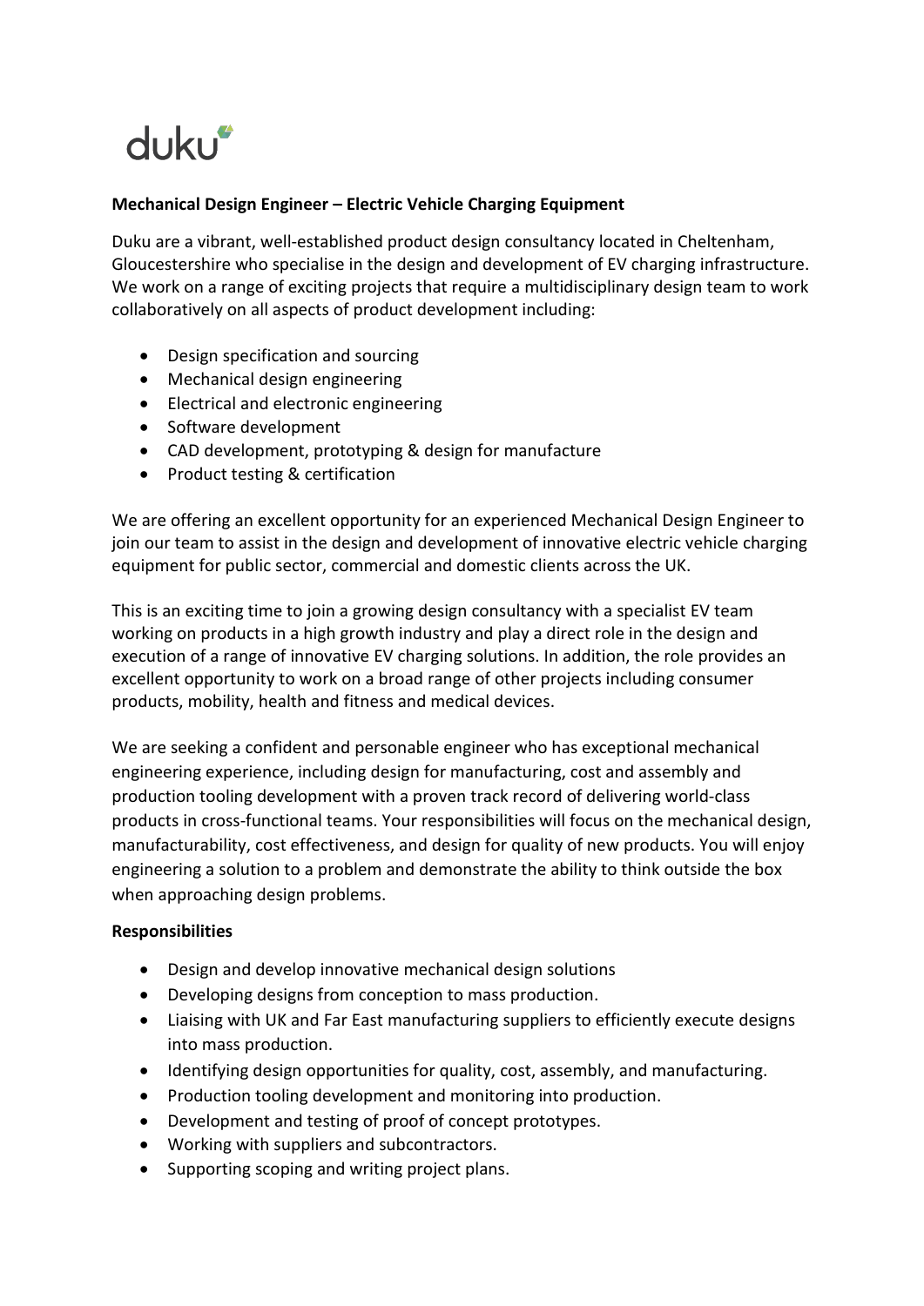duku

**Mechanical Design Engineer – Electric Vehicle Charging Equipment**

Duku are a vibrant, well-established product design consultancy located in Cheltenham, Gloucestershire who specialise in the design and development of EV charging infrastructure. We work on a range of exciting projects that require a multidisciplinary design team to work collaboratively on all aspects of product development including:

- Design specification and sourcing
- Mechanical design engineering
- Electrical and electronic engineering
- Software development
- CAD development, prototyping & design for manufacture
- Product testing & certification

We are offering an excellent opportunity for an experienced Mechanical Design Engineer to join our team to assist in the design and development of innovative electric vehicle charging equipment for public sector, commercial and domestic clients across the UK.

This is an exciting time to join a growing design consultancy with a specialist EV team working on products in a high growth industry and play a direct role in the design and execution of a range of innovative EV charging solutions. In addition, the role provides an excellent opportunity to work on a broad range of other projects including consumer products, mobility, health and fitness and medical devices.

We are seeking a confident and personable engineer who has exceptional mechanical engineering experience, including design for manufacturing, cost and assembly and production tooling development with a proven track record of delivering world-class products in cross-functional teams. Your responsibilities will focus on the mechanical design, manufacturability, cost effectiveness, and design for quality of new products. You will enjoy engineering a solution to a problem and demonstrate the ability to think outside the box when approaching design problems.

**Responsibilities**

- Design and develop innovative mechanical design solutions
- Developing designs from conception to mass production.
- Liaising with UK and Far East manufacturing suppliers to efficiently execute designs into mass production.
- Identifying design opportunities for quality, cost, assembly, and manufacturing.
- Production tooling development and monitoring into production.
- Development and testing of proof of concept prototypes.
- Working with suppliers and subcontractors.
- Supporting scoping and writing project plans.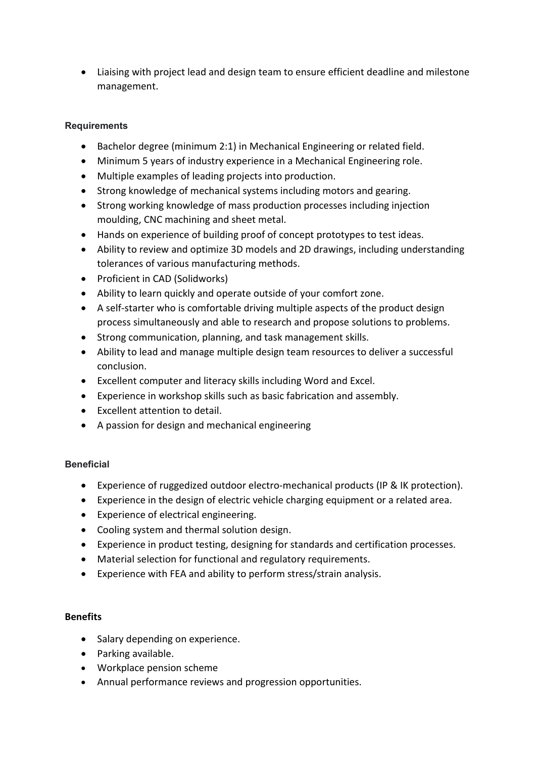- Liaising with project lead and design team to ensure efficient deadline and milestone management.

**Requirements**

- Bachelor degree (minimum 2:1) in Mechanical Engineering or related field.
- Minimum 5 years of industry experience in a Mechanical Engineering role.
- Multiple examples of leading projects into production.
- Strong knowledge of mechanical systems including motors and gearing.
- Strong working knowledge of mass production processes including injection moulding, CNC machining and sheet metal.
- Hands on experience of building proof of concept prototypes to test ideas.
- Ability to review and optimize 3D models and 2D drawings, including understanding tolerances of various manufacturing methods.
- Proficient in CAD (Solidworks)
- Ability to learn quickly and operate outside of your comfort zone.
- A self-starter who is comfortable driving multiple aspects of the product design process simultaneously and able to research and propose solutions to problems.
- Strong communication, planning, and task management skills.
- Ability to lead and manage multiple design team resources to deliver a successful conclusion.
- Excellent computer and literacy skills including Word and Excel.
- Experience in workshop skills such as basic fabrication and assembly.
- Excellent attention to detail.
- A passion for design and mechanical engineering

**Beneficial**

- Experience of ruggedized outdoor electro-mechanical products (IP & IK protection).
- Experience in the design of electric vehicle charging equipment or a related area.
- Experience of electrical engineering.
- Cooling system and thermal solution design.
- Experience in product testing, designing for standards and certification processes.
- Material selection for functional and regulatory requirements.
- Experience with FEA and ability to perform stress/strain analysis.

**Benefits**

- Salary depending on experience.
- Parking available.
- Workplace pension scheme
- Annual performance reviews and progression opportunities.